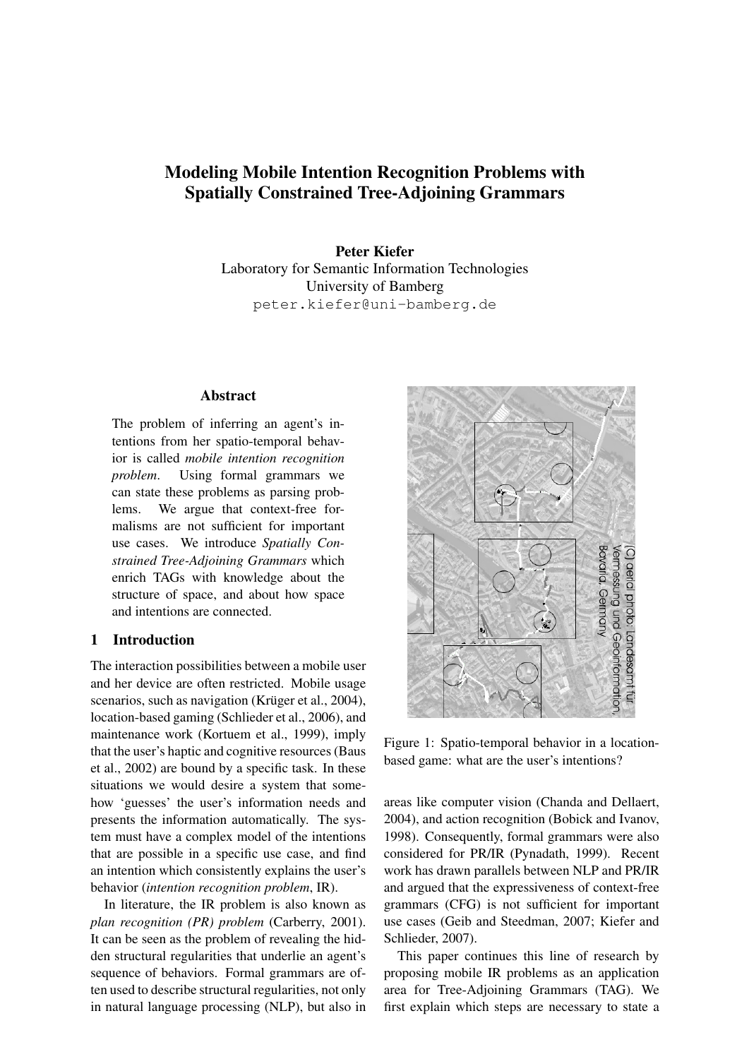# Modeling Mobile Intention Recognition Problems with Spatially Constrained Tree-Adjoining Grammars

**Peter Kiefer**
Laboratory for Semantic Information Technologies
University of Bamberg
peter.kiefer@uni-bamberg.de

## Abstract

The problem of inferring an agent's intentions from her spatio-temporal behavior is called *mobile intention recognition problem*. Using formal grammars we can state these problems as parsing problems. We argue that context-free formalisms are not sufficient for important use cases. We introduce *Spatially Constrained Tree-Adjoining Grammars* which enrich TAGs with knowledge about the structure of space, and about how space and intentions are connected.

## 1 Introduction

The interaction possibilities between a mobile user and her device are often restricted. Mobile usage scenarios, such as navigation (Krüger et al., 2004), location-based gaming (Schlieder et al., 2006), and maintenance work (Kortuem et al., 1999), imply that the user's haptic and cognitive resources (Baus et al., 2002) are bound by a specific task. In these situations we would desire a system that somehow 'guesses' the user's information needs and presents the information automatically. The system must have a complex model of the intentions that are possible in a specific use case, and find an intention which consistently explains the user's behavior (*intention recognition problem*, IR).

In literature, the IR problem is also known as *plan recognition (PR) problem* (Carberry, 2001). It can be seen as the problem of revealing the hidden structural regularities that underlie an agent's sequence of behaviors. Formal grammars are often used to describe structural regularities, not only in natural language processing (NLP), but also in areas like computer vision (Chanda and Dellaert, 2004), and action recognition (Bobick and Ivanov, 1998). Consequently, formal grammars were also considered for PR/IR (Pynadath, 1999). Recent work has drawn parallels between NLP and PR/IR and argued that the expressiveness of context-free grammars (CFG) is not sufficient for important use cases (Geib and Steedman, 2007; Kiefer and Schlieder, 2007).

(C) aerial photo: Landesamt für Vermessung und Geoinformation, Bavaria, Germany

Figure 1: Spatio-temporal behavior in a location-based game: what are the user's intentions?

This paper continues this line of research by proposing mobile IR problems as an application area for Tree-Adjoining Grammars (TAG). We first explain which steps are necessary to state a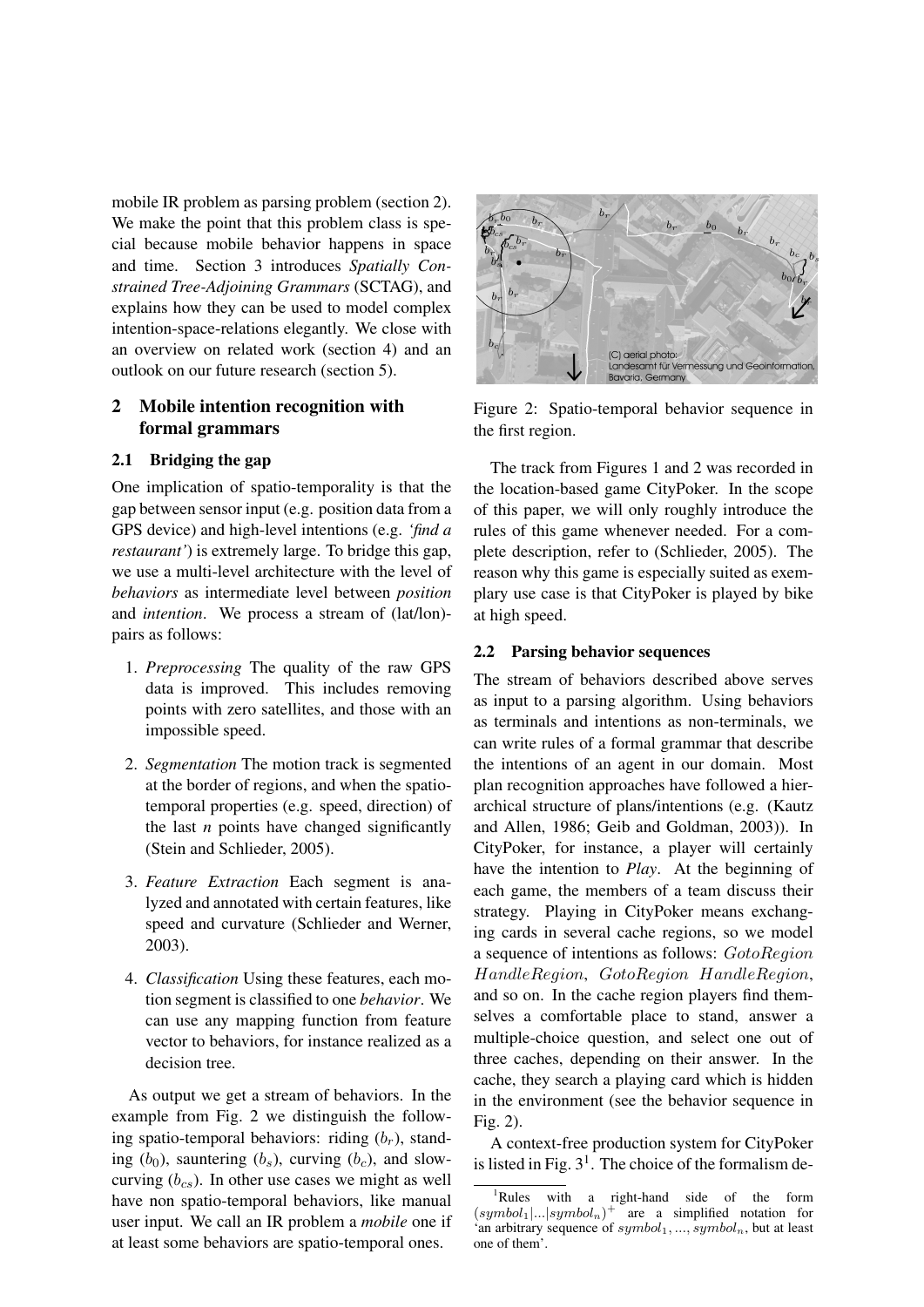mobile IR problem as parsing problem (section 2). We make the point that this problem class is special because mobile behavior happens in space and time. Section 3 introduces *Spatially Constrained Tree-Adjoining Grammars* (SCTAG), and explains how they can be used to model complex intention-space-relations elegantly. We close with an overview on related work (section 4) and an outlook on our future research (section 5).

## 2 Mobile intention recognition with formal grammars

### 2.1 Bridging the gap

One implication of spatio-temporality is that the gap between sensor input (e.g. position data from a GPS device) and high-level intentions (e.g. *'find a restaurant'*) is extremely large. To bridge this gap, we use a multi-level architecture with the level of *behaviors* as intermediate level between *position* and *intention*. We process a stream of (lat/lon)-pairs as follows:

1. *Preprocessing* The quality of the raw GPS data is improved. This includes removing points with zero satellites, and those with an impossible speed.
2. *Segmentation* The motion track is segmented at the border of regions, and when the spatio-temporal properties (e.g. speed, direction) of the last *n* points have changed significantly (Stein and Schlieder, 2005).
3. *Feature Extraction* Each segment is analyzed and annotated with certain features, like speed and curvature (Schlieder and Werner, 2003).
4. *Classification* Using these features, each motion segment is classified to one *behavior*. We can use any mapping function from feature vector to behaviors, for instance realized as a decision tree.

As output we get a stream of behaviors. In the example from Fig. 2 we distinguish the following spatio-temporal behaviors: riding ($b_r$), standing ($b_0$), sauntering ($b_s$), curving ($b_c$), and slow-curving ($b_{cs}$). In other use cases we might as well have non spatio-temporal behaviors, like manual user input. We call an IR problem a *mobile* one if at least some behaviors are spatio-temporal ones.

Figure 2: Spatio-temporal behavior sequence in the first region.

The track from Figures 1 and 2 was recorded in the location-based game CityPoker. In the scope of this paper, we will only roughly introduce the rules of this game whenever needed. For a complete description, refer to (Schlieder, 2005). The reason why this game is especially suited as exemplary use case is that CityPoker is played by bike at high speed.

### 2.2 Parsing behavior sequences

The stream of behaviors described above serves as input to a parsing algorithm. Using behaviors as terminals and intentions as non-terminals, we can write rules of a formal grammar that describe the intentions of an agent in our domain. Most plan recognition approaches have followed a hierarchical structure of plans/intentions (e.g. (Kautz and Allen, 1986; Geib and Goldman, 2003)). In CityPoker, for instance, a player will certainly have the intention to *Play*. At the beginning of each game, the members of a team discuss their strategy. Playing in CityPoker means exchanging cards in several cache regions, so we model a sequence of intentions as follows: $GotoRegion$ $HandleRegion$, $GotoRegion$ $HandleRegion$, and so on. In the cache region players find themselves a comfortable place to stand, answer a multiple-choice question, and select one out of three caches, depending on their answer. In the cache, they search a playing card which is hidden in the environment (see the behavior sequence in Fig. 2).

A context-free production system for CityPoker is listed in Fig. 3[1]. The choice of the formalism de-

[1] Rules with a right-hand side of the form $(symbol_1|...|symbol_n)^+$ are a simplified notation for 'an arbitrary sequence of $symbol_1, ..., symbol_n$, but at least one of them'.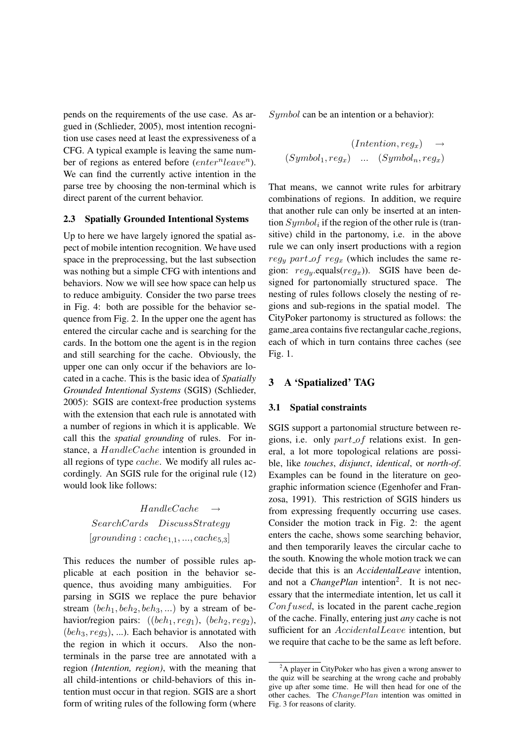pends on the requirements of the use case. As argued in (Schlieder, 2005), most intention recognition use cases need at least the expressiveness of a CFG. A typical example is leaving the same number of regions as entered before ($enter^n leave^n$). We can find the currently active intention in the parse tree by choosing the non-terminal which is direct parent of the current behavior.

### 2.3 Spatially Grounded Intentional Systems

Up to here we have largely ignored the spatial aspect of mobile intention recognition. We have used space in the preprocessing, but the last subsection was nothing but a simple CFG with intentions and behaviors. Now we will see how space can help us to reduce ambiguity. Consider the two parse trees in Fig. 4: both are possible for the behavior sequence from Fig. 2. In the upper one the agent has entered the circular cache and is searching for the cards. In the bottom one the agent is in the region and still searching for the cache. Obviously, the upper one can only occur if the behaviors are located in a cache. This is the basic idea of *Spatially Grounded Intentional Systems* (SGIS) (Schlieder, 2005): SGIS are context-free production systems with the extension that each rule is annotated with a number of regions in which it is applicable. We call this the *spatial grounding* of rules. For instance, a $HandleCache$ intention is grounded in all regions of type $cache$. We modify all rules accordingly. An SGIS rule for the original rule (12) would look like follows:

$$HandleCache \quad \rightarrow$$
$$SearchCards \quad DiscussStrategy$$
$$[grounding : cache_{1,1}, ..., cache_{5,3}]$$

This reduces the number of possible rules applicable at each position in the behavior sequence, thus avoiding many ambiguities. For parsing in SGIS we replace the pure behavior stream $(beh_1, beh_2, beh_3, ...)$ by a stream of behavior/region pairs: $((beh_1, reg_1), (beh_2, reg_2), (beh_3, reg_3), ...)$. Each behavior is annotated with the region in which it occurs. Also the non-terminals in the parse tree are annotated with a region *(Intention, region)*, with the meaning that all child-intentions or child-behaviors of this intention must occur in that region. SGIS are a short form of writing rules of the following form (where $Symbol$ can be an intention or a behavior):

$$(Intention, reg_x) \quad \rightarrow$$
$$(Symbol_1, reg_x) \quad ... \quad (Symbol_n, reg_x)$$

That means, we cannot write rules for arbitrary combinations of regions. In addition, we require that another rule can only be inserted at an intention $Symbol_i$ if the region of the other rule is (transitive) child in the partonomy, i.e. in the above rule we can only insert productions with a region $reg_y$ $part\_of$ $reg_x$ (which includes the same region: $reg_y$.equals($reg_x$)). SGIS have been designed for partonomially structured space. The nesting of rules follows closely the nesting of regions and sub-regions in the spatial model. The CityPoker partonomy is structured as follows: the game_area contains five rectangular cache_regions, each of which in turn contains three caches (see Fig. 1.

## 3 A 'Spatialized' TAG

### 3.1 Spatial constraints

SGIS support a partonomial structure between regions, i.e. only $part\_of$ relations exist. In general, a lot more topological relations are possible, like *touches*, *disjunct*, *identical*, or *north-of*. Examples can be found in the literature on geographic information science (Egenhofer and Franzosa, 1991). This restriction of SGIS hinders us from expressing frequently occurring use cases. Consider the motion track in Fig. 2: the agent enters the cache, shows some searching behavior, and then temporarily leaves the circular cache to the south. Knowing the whole motion track we can decide that this is an *AccidentalLeave* intention, and not a *ChangePlan* intention[2]. It is not necessary that the intermediate intention, let us call it $Confused$, is located in the parent cache_region of the cache. Finally, entering just *any* cache is not sufficient for an $AccidentalLeave$ intention, but we require that cache to be the same as left before.

[2] A player in CityPoker who has given a wrong answer to the quiz will be searching at the wrong cache and probably give up after some time. He will then head for one of the other caches. The $ChangePlan$ intention was omitted in Fig. 3 for reasons of clarity.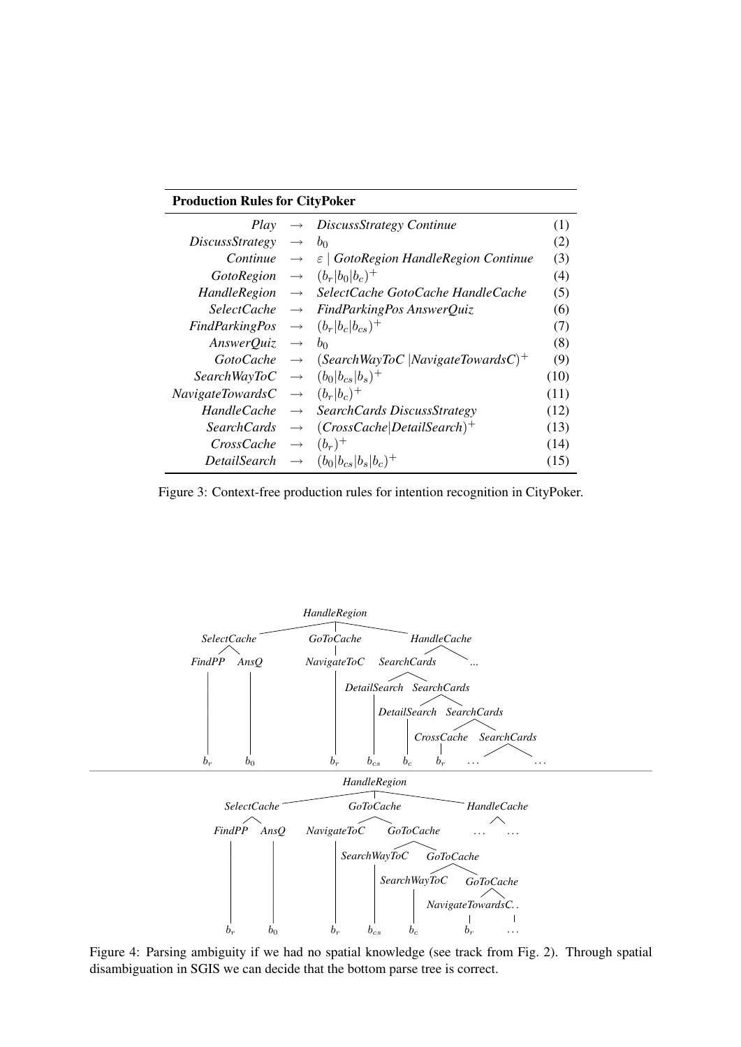| **Production Rules for CityPoker** | | | |
|---|---|---|---|
| *Play* | $\rightarrow$ | *DiscussStrategy Continue* | (1) |
| *DiscussStrategy* | $\rightarrow$ | $b_0$ | (2) |
| *Continue* | $\rightarrow$ | $\varepsilon$ \| *GotoRegion HandleRegion Continue* | (3) |
| *GotoRegion* | $\rightarrow$ | $(b_r \vert b_0 \vert b_c)^+$ | (4) |
| *HandleRegion* | $\rightarrow$ | *SelectCache GotoCache HandleCache* | (5) |
| *SelectCache* | $\rightarrow$ | *FindParkingPos AnswerQuiz* | (6) |
| *FindParkingPos* | $\rightarrow$ | $(b_r \vert b_c \vert b_{cs})^+$ | (7) |
| *AnswerQuiz* | $\rightarrow$ | $b_0$ | (8) |
| *GotoCache* | $\rightarrow$ | (*SearchWayToC* \|*NavigateTowardsC*)$^+$ | (9) |
| *SearchWayToC* | $\rightarrow$ | $(b_0 \vert b_{cs} \vert b_s)^+$ | (10) |
| *NavigateTowardsC* | $\rightarrow$ | $(b_r \vert b_c)^+$ | (11) |
| *HandleCache* | $\rightarrow$ | *SearchCards DiscussStrategy* | (12) |
| *SearchCards* | $\rightarrow$ | (*CrossCache*\|*DetailSearch*)$^+$ | (13) |
| *CrossCache* | $\rightarrow$ | $(b_r)^+$ | (14) |
| *DetailSearch* | $\rightarrow$ | $(b_0 \vert b_{cs} \vert b_s \vert b_c)^+$ | (15) |

Figure 3: Context-free production rules for intention recognition in CityPoker.

Figure 4: Parsing ambiguity if we had no spatial knowledge (see track from Fig. 2). Through spatial disambiguation in SGIS we can decide that the bottom parse tree is correct.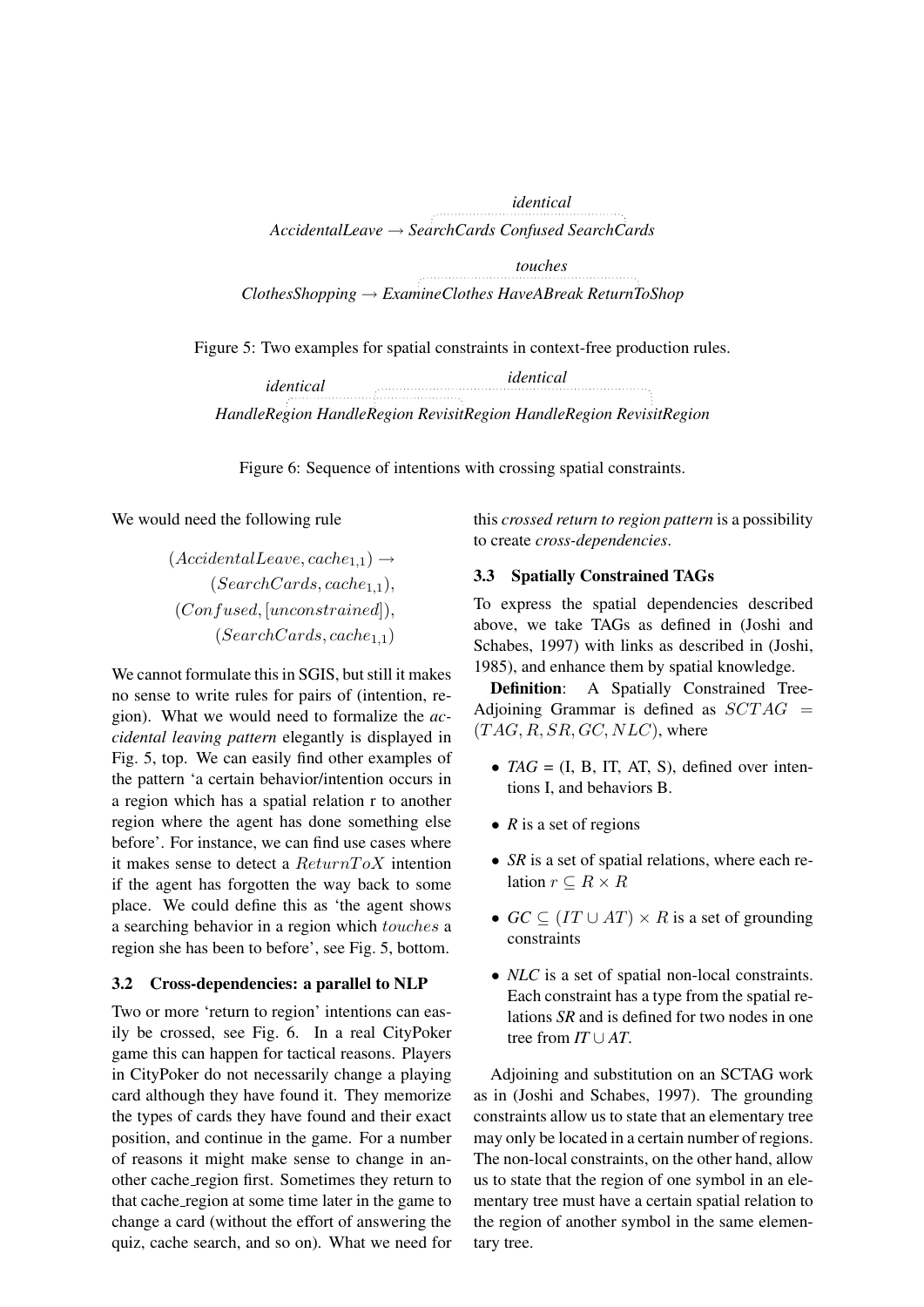*identical*

*AccidentalLeave → SearchCards Confused SearchCards*

*touches*

*ClothesShopping → ExamineClothes HaveABreak ReturnToShop*

Figure 5: Two examples for spatial constraints in context-free production rules.

*identical* *identical*

*HandleRegion HandleRegion RevisitRegion HandleRegion RevisitRegion*

Figure 6: Sequence of intentions with crossing spatial constraints.

We would need the following rule

$$(AccidentalLeave, cache_{1,1}) \rightarrow (SearchCards, cache_{1,1}), (Confused, [unconstrained]), (SearchCards, cache_{1,1})$$

We cannot formulate this in SGIS, but still it makes no sense to write rules for pairs of (intention, region). What we would need to formalize the *accidental leaving pattern* elegantly is displayed in Fig. 5, top. We can easily find other examples of the pattern 'a certain behavior/intention occurs in a region which has a spatial relation r to another region where the agent has done something else before'. For instance, we can find use cases where it makes sense to detect a $ReturnToX$ intention if the agent has forgotten the way back to some place. We could define this as 'the agent shows a searching behavior in a region which $touches$ a region she has been to before', see Fig. 5, bottom.

### 3.2 Cross-dependencies: a parallel to NLP

Two or more 'return to region' intentions can easily be crossed, see Fig. 6. In a real CityPoker game this can happen for tactical reasons. Players in CityPoker do not necessarily change a playing card although they have found it. They memorize the types of cards they have found and their exact position, and continue in the game. For a number of reasons it might make sense to change in another cache_region first. Sometimes they return to that cache_region at some time later in the game to change a card (without the effort of answering the quiz, cache search, and so on). What we need for this *crossed return to region pattern* is a possibility to create *cross-dependencies*.

### 3.3 Spatially Constrained TAGs

To express the spatial dependencies described above, we take TAGs as defined in (Joshi and Schabes, 1997) with links as described in (Joshi, 1985), and enhance them by spatial knowledge.

**Definition**: A Spatially Constrained Tree-Adjoining Grammar is defined as $SCTAG = (TAG, R, SR, GC, NLC)$, where

- *TAG* = (I, B, IT, AT, S), defined over intentions I, and behaviors B.
- *R* is a set of regions
- *SR* is a set of spatial relations, where each relation $r \subseteq R \times R$
- *GC* $\subseteq (IT \cup AT) \times R$ is a set of grounding constraints
- *NLC* is a set of spatial non-local constraints. Each constraint has a type from the spatial relations *SR* and is defined for two nodes in one tree from *IT* $\cup$ *AT*.

Adjoining and substitution on an SCTAG work as in (Joshi and Schabes, 1997). The grounding constraints allow us to state that an elementary tree may only be located in a certain number of regions. The non-local constraints, on the other hand, allow us to state that the region of one symbol in an elementary tree must have a certain spatial relation to the region of another symbol in the same elementary tree.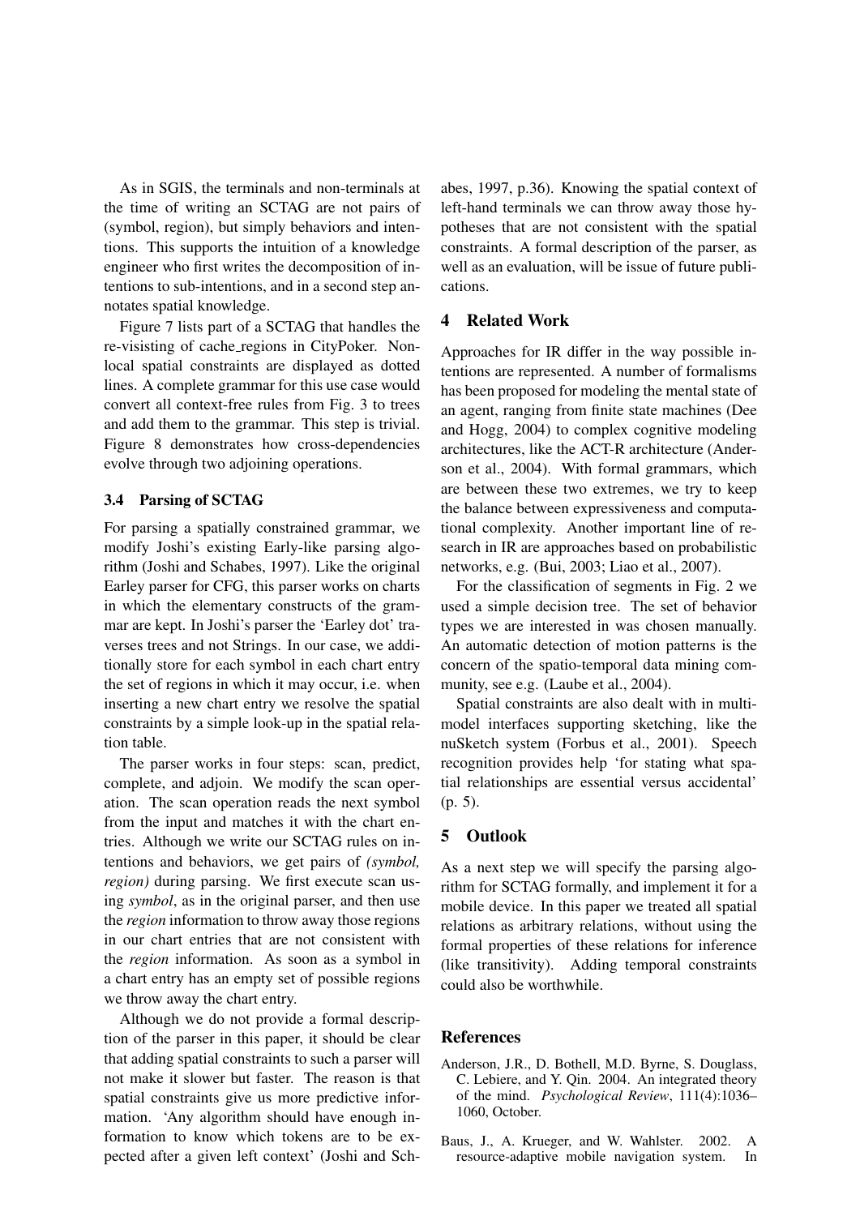As in SGIS, the terminals and non-terminals at the time of writing an SCTAG are not pairs of (symbol, region), but simply behaviors and intentions. This supports the intuition of a knowledge engineer who first writes the decomposition of intentions to sub-intentions, and in a second step annotates spatial knowledge.

Figure 7 lists part of a SCTAG that handles the re-visisting of cache_regions in CityPoker. Non-local spatial constraints are displayed as dotted lines. A complete grammar for this use case would convert all context-free rules from Fig. 3 to trees and add them to the grammar. This step is trivial. Figure 8 demonstrates how cross-dependencies evolve through two adjoining operations.

### 3.4 Parsing of SCTAG

For parsing a spatially constrained grammar, we modify Joshi's existing Early-like parsing algorithm (Joshi and Schabes, 1997). Like the original Earley parser for CFG, this parser works on charts in which the elementary constructs of the grammar are kept. In Joshi's parser the 'Earley dot' traverses trees and not Strings. In our case, we additionally store for each symbol in each chart entry the set of regions in which it may occur, i.e. when inserting a new chart entry we resolve the spatial constraints by a simple look-up in the spatial relation table.

The parser works in four steps: scan, predict, complete, and adjoin. We modify the scan operation. The scan operation reads the next symbol from the input and matches it with the chart entries. Although we write our SCTAG rules on intentions and behaviors, we get pairs of *(symbol, region)* during parsing. We first execute scan using *symbol*, as in the original parser, and then use the *region* information to throw away those regions in our chart entries that are not consistent with the *region* information. As soon as a symbol in a chart entry has an empty set of possible regions we throw away the chart entry.

Although we do not provide a formal description of the parser in this paper, it should be clear that adding spatial constraints to such a parser will not make it slower but faster. The reason is that spatial constraints give us more predictive information. 'Any algorithm should have enough information to know which tokens are to be expected after a given left context' (Joshi and Schabes, 1997, p.36). Knowing the spatial context of left-hand terminals we can throw away those hypotheses that are not consistent with the spatial constraints. A formal description of the parser, as well as an evaluation, will be issue of future publications.

## 4 Related Work

Approaches for IR differ in the way possible intentions are represented. A number of formalisms has been proposed for modeling the mental state of an agent, ranging from finite state machines (Dee and Hogg, 2004) to complex cognitive modeling architectures, like the ACT-R architecture (Anderson et al., 2004). With formal grammars, which are between these two extremes, we try to keep the balance between expressiveness and computational complexity. Another important line of research in IR are approaches based on probabilistic networks, e.g. (Bui, 2003; Liao et al., 2007).

For the classification of segments in Fig. 2 we used a simple decision tree. The set of behavior types we are interested in was chosen manually. An automatic detection of motion patterns is the concern of the spatio-temporal data mining community, see e.g. (Laube et al., 2004).

Spatial constraints are also dealt with in multimodel interfaces supporting sketching, like the nuSketch system (Forbus et al., 2001). Speech recognition provides help 'for stating what spatial relationships are essential versus accidental' (p. 5).

## 5 Outlook

As a next step we will specify the parsing algorithm for SCTAG formally, and implement it for a mobile device. In this paper we treated all spatial relations as arbitrary relations, without using the formal properties of these relations for inference (like transitivity). Adding temporal constraints could also be worthwhile.

## References

Anderson, J.R., D. Bothell, M.D. Byrne, S. Douglass, C. Lebiere, and Y. Qin. 2004. An integrated theory of the mind. *Psychological Review*, 111(4):1036–1060, October.

Baus, J., A. Krueger, and W. Wahlster. 2002. A resource-adaptive mobile navigation system. In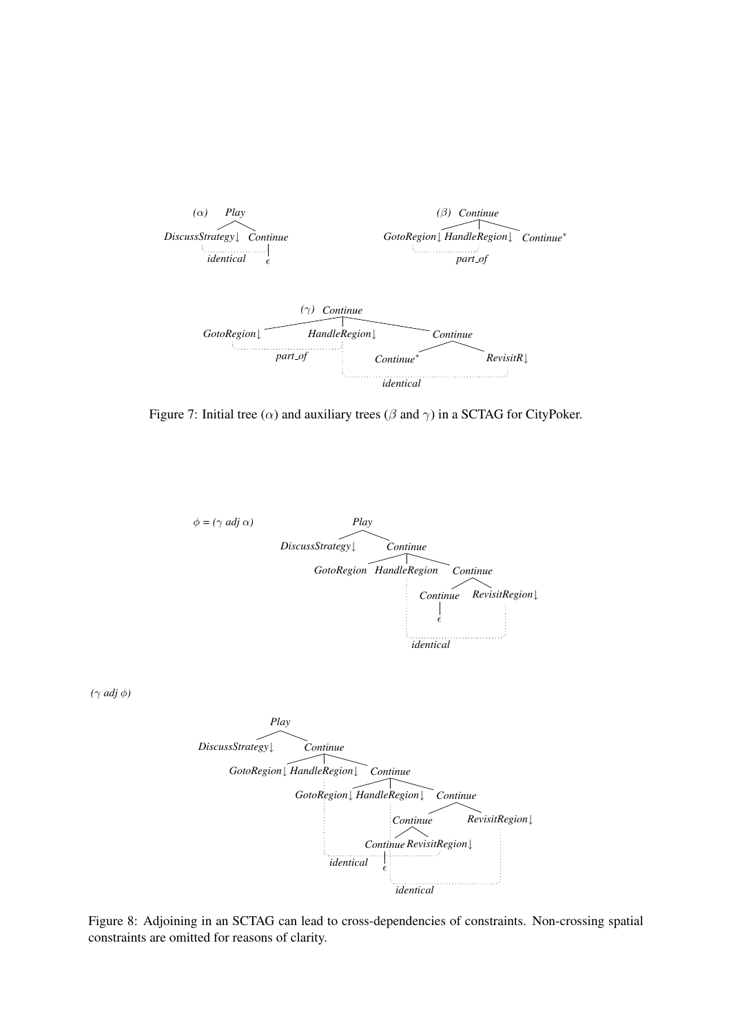Figure 7: Initial tree ($\alpha$) and auxiliary trees ($\beta$ and $\gamma$) in a SCTAG for CityPoker.

Figure 8: Adjoining in an SCTAG can lead to cross-dependencies of constraints. Non-crossing spatial constraints are omitted for reasons of clarity.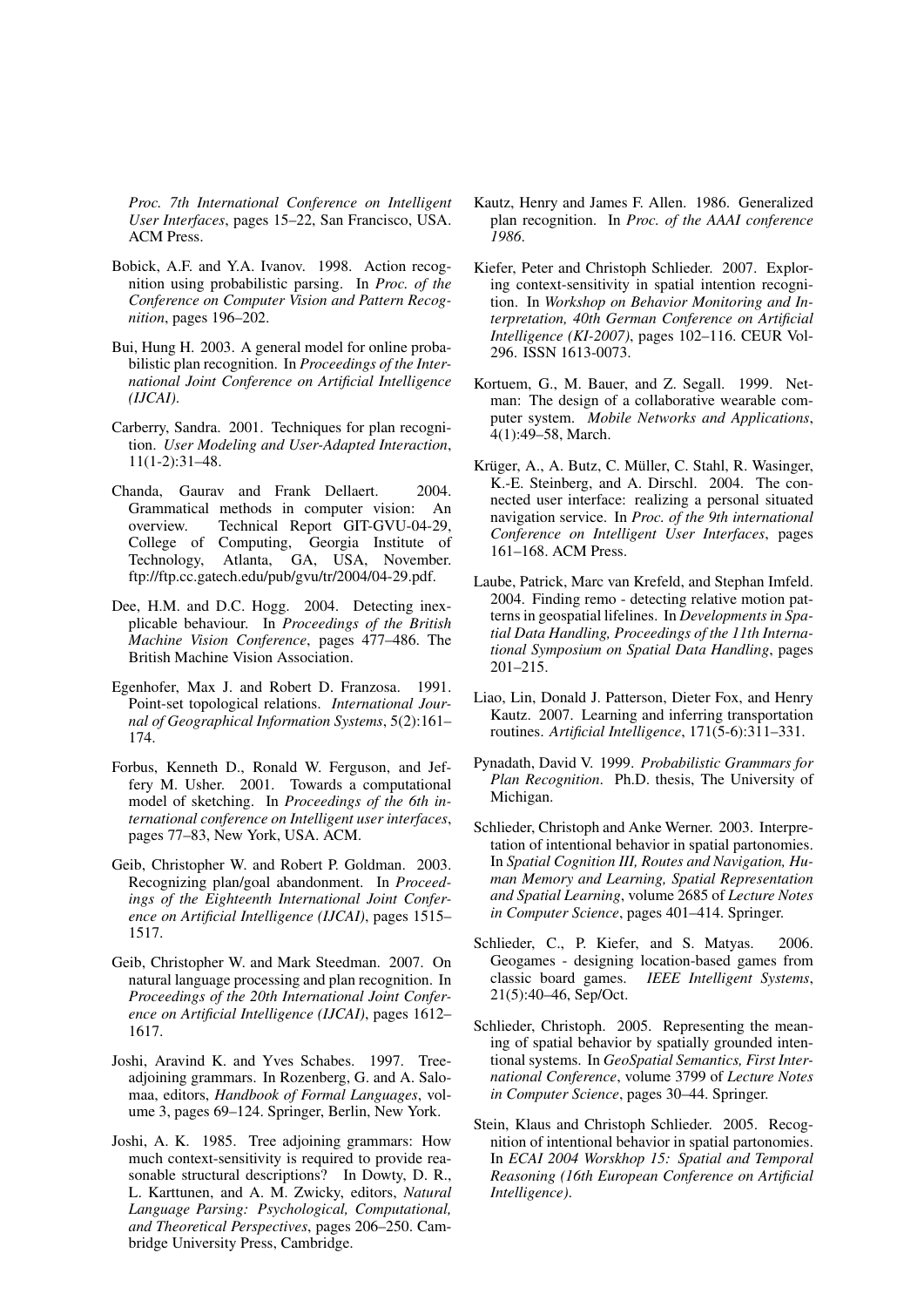*Proc. 7th International Conference on Intelligent User Interfaces*, pages 15–22, San Francisco, USA. ACM Press.

Bobick, A.F. and Y.A. Ivanov. 1998. Action recognition using probabilistic parsing. In *Proc. of the Conference on Computer Vision and Pattern Recognition*, pages 196–202.

Bui, Hung H. 2003. A general model for online probabilistic plan recognition. In *Proceedings of the International Joint Conference on Artificial Intelligence (IJCAI)*.

Carberry, Sandra. 2001. Techniques for plan recognition. *User Modeling and User-Adapted Interaction*, 11(1-2):31–48.

Chanda, Gaurav and Frank Dellaert. 2004. Grammatical methods in computer vision: An overview. Technical Report GIT-GVU-04-29, College of Computing, Georgia Institute of Technology, Atlanta, GA, USA, November. ftp://ftp.cc.gatech.edu/pub/gvu/tr/2004/04-29.pdf.

Dee, H.M. and D.C. Hogg. 2004. Detecting inexplicable behaviour. In *Proceedings of the British Machine Vision Conference*, pages 477–486. The British Machine Vision Association.

Egenhofer, Max J. and Robert D. Franzosa. 1991. Point-set topological relations. *International Journal of Geographical Information Systems*, 5(2):161–174.

Forbus, Kenneth D., Ronald W. Ferguson, and Jeffery M. Usher. 2001. Towards a computational model of sketching. In *Proceedings of the 6th international conference on Intelligent user interfaces*, pages 77–83, New York, USA. ACM.

Geib, Christopher W. and Robert P. Goldman. 2003. Recognizing plan/goal abandonment. In *Proceedings of the Eighteenth International Joint Conference on Artificial Intelligence (IJCAI)*, pages 1515–1517.

Geib, Christopher W. and Mark Steedman. 2007. On natural language processing and plan recognition. In *Proceedings of the 20th International Joint Conference on Artificial Intelligence (IJCAI)*, pages 1612–1617.

Joshi, Aravind K. and Yves Schabes. 1997. Tree-adjoining grammars. In Rozenberg, G. and A. Salomaa, editors, *Handbook of Formal Languages*, volume 3, pages 69–124. Springer, Berlin, New York.

Joshi, A. K. 1985. Tree adjoining grammars: How much context-sensitivity is required to provide reasonable structural descriptions? In Dowty, D. R., L. Karttunen, and A. M. Zwicky, editors, *Natural Language Parsing: Psychological, Computational, and Theoretical Perspectives*, pages 206–250. Cambridge University Press, Cambridge.

Kautz, Henry and James F. Allen. 1986. Generalized plan recognition. In *Proc. of the AAAI conference 1986*.

Kiefer, Peter and Christoph Schlieder. 2007. Exploring context-sensitivity in spatial intention recognition. In *Workshop on Behavior Monitoring and Interpretation, 40th German Conference on Artificial Intelligence (KI-2007)*, pages 102–116. CEUR Vol-296. ISSN 1613-0073.

Kortuem, G., M. Bauer, and Z. Segall. 1999. Netman: The design of a collaborative wearable computer system. *Mobile Networks and Applications*, 4(1):49–58, March.

Krüger, A., A. Butz, C. Müller, C. Stahl, R. Wasinger, K.-E. Steinberg, and A. Dirschl. 2004. The connected user interface: realizing a personal situated navigation service. In *Proc. of the 9th international Conference on Intelligent User Interfaces*, pages 161–168. ACM Press.

Laube, Patrick, Marc van Krefeld, and Stephan Imfeld. 2004. Finding remo - detecting relative motion patterns in geospatial lifelines. In *Developments in Spatial Data Handling, Proceedings of the 11th International Symposium on Spatial Data Handling*, pages 201–215.

Liao, Lin, Donald J. Patterson, Dieter Fox, and Henry Kautz. 2007. Learning and inferring transportation routines. *Artificial Intelligence*, 171(5-6):311–331.

Pynadath, David V. 1999. *Probabilistic Grammars for Plan Recognition*. Ph.D. thesis, The University of Michigan.

Schlieder, Christoph and Anke Werner. 2003. Interpretation of intentional behavior in spatial partonomies. In *Spatial Cognition III, Routes and Navigation, Human Memory and Learning, Spatial Representation and Spatial Learning*, volume 2685 of *Lecture Notes in Computer Science*, pages 401–414. Springer.

Schlieder, C., P. Kiefer, and S. Matyas. 2006. Geogames - designing location-based games from classic board games. *IEEE Intelligent Systems*, 21(5):40–46, Sep/Oct.

Schlieder, Christoph. 2005. Representing the meaning of spatial behavior by spatially grounded intentional systems. In *GeoSpatial Semantics, First International Conference*, volume 3799 of *Lecture Notes in Computer Science*, pages 30–44. Springer.

Stein, Klaus and Christoph Schlieder. 2005. Recognition of intentional behavior in spatial partonomies. In *ECAI 2004 Worskhop 15: Spatial and Temporal Reasoning (16th European Conference on Artificial Intelligence)*.